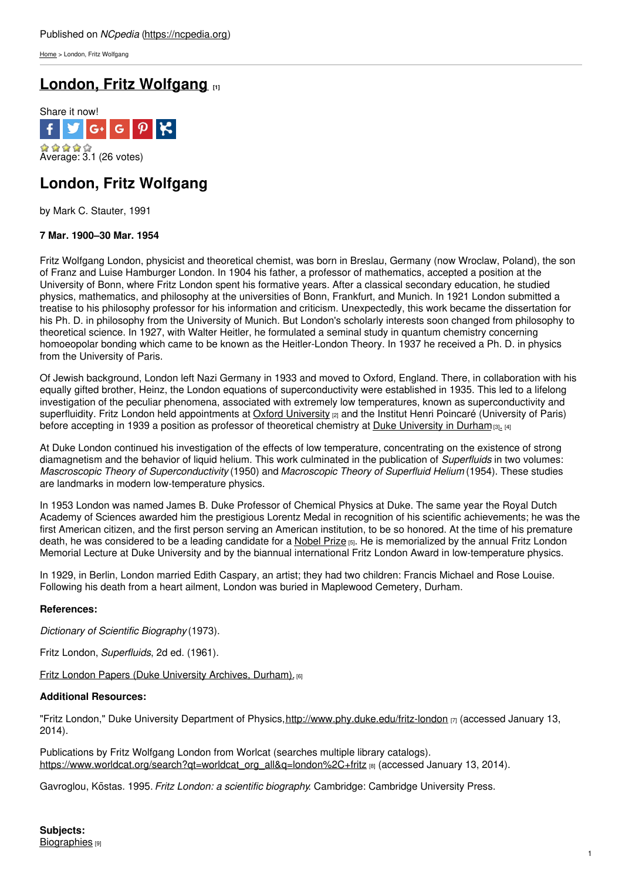Published on *NCpedia* (https://ncpedia.org)

Home > London, Fritz Wolfgang

# London, Fritz Wolfgang [1]

Share it now!

Average: 3.1 (26 votes)

## London, Fritz Wolfgang

by Mark C. Stauter, 1991

**7 Mar. 1900–30 Mar. 1954**

Fritz Wolfgang London, physicist and theoretical chemist, was born in Breslau, Germany (now Wroclaw, Poland), the son of Franz and Luise Hamburger London. In 1904 his father, a professor of mathematics, accepted a position at the University of Bonn, where Fritz London spent his formative years. After a classical secondary education, he studied physics, mathematics, and philosophy at the universities of Bonn, Frankfurt, and Munich. In 1921 London submitted a treatise to his philosophy professor for his information and criticism. Unexpectedly, this work became the dissertation for his Ph. D. in philosophy from the University of Munich. But London's scholarly interests soon changed from philosophy to theoretical science. In 1927, with Walter Heitler, he formulated a seminal study in quantum chemistry concerning homoeopolar bonding which came to be known as the Heitler-London Theory. In 1937 he received a Ph. D. in physics from the University of Paris.

Of Jewish background, London left Nazi Germany in 1933 and moved to Oxford, England. There, in collaboration with his equally gifted brother, Heinz, the London equations of superconductivity were established in 1935. This led to a lifelong investigation of the peculiar phenomena, associated with extremely low temperatures, known as superconductivity and superfluidity. Fritz London held appointments at Oxford University [2] and the Institut Henri Poincaré (University of Paris) before accepting in 1939 a position as professor of theoretical chemistry at Duke University in Durham [3], [4]

At Duke London continued his investigation of the effects of low temperature, concentrating on the existence of strong diamagnetism and the behavior of liquid helium. This work culminated in the publication of *Superfluids* in two volumes: *Mascroscopic Theory of Superconductivity* (1950) and *Macroscopic Theory of Superfluid Helium* (1954). These studies are landmarks in modern low-temperature physics.

In 1953 London was named James B. Duke Professor of Chemical Physics at Duke. The same year the Royal Dutch Academy of Sciences awarded him the prestigious Lorentz Medal in recognition of his scientific achievements; he was the first American citizen, and the first person serving an American institution, to be so honored. At the time of his premature death, he was considered to be a leading candidate for a Nobel Prize [5]. He is memorialized by the annual Fritz London Memorial Lecture at Duke University and by the biannual international Fritz London Award in low-temperature physics.

In 1929, in Berlin, London married Edith Caspary, an artist; they had two children: Francis Michael and Rose Louise. Following his death from a heart ailment, London was buried in Maplewood Cemetery, Durham.

**References:**

*Dictionary of Scientific Biography* (1973).

Fritz London, *Superfluids*, 2d ed. (1961).

Fritz London Papers (Duke University Archives, Durham). [6]

**Additional Resources:**

"Fritz London," Duke University Department of Physics, http://www.phy.duke.edu/fritz-london [7] (accessed January 13, 2014).

Publications by Fritz Wolfgang London from Worlcat (searches multiple library catalogs). https://www.worldcat.org/search?qt=worldcat_org_all&q=london%2C+fritz [8] (accessed January 13, 2014).

Gavroglou, Kōstas. 1995. *Fritz London: a scientific biography*. Cambridge: Cambridge University Press.

**Subjects:**
Biographies [9]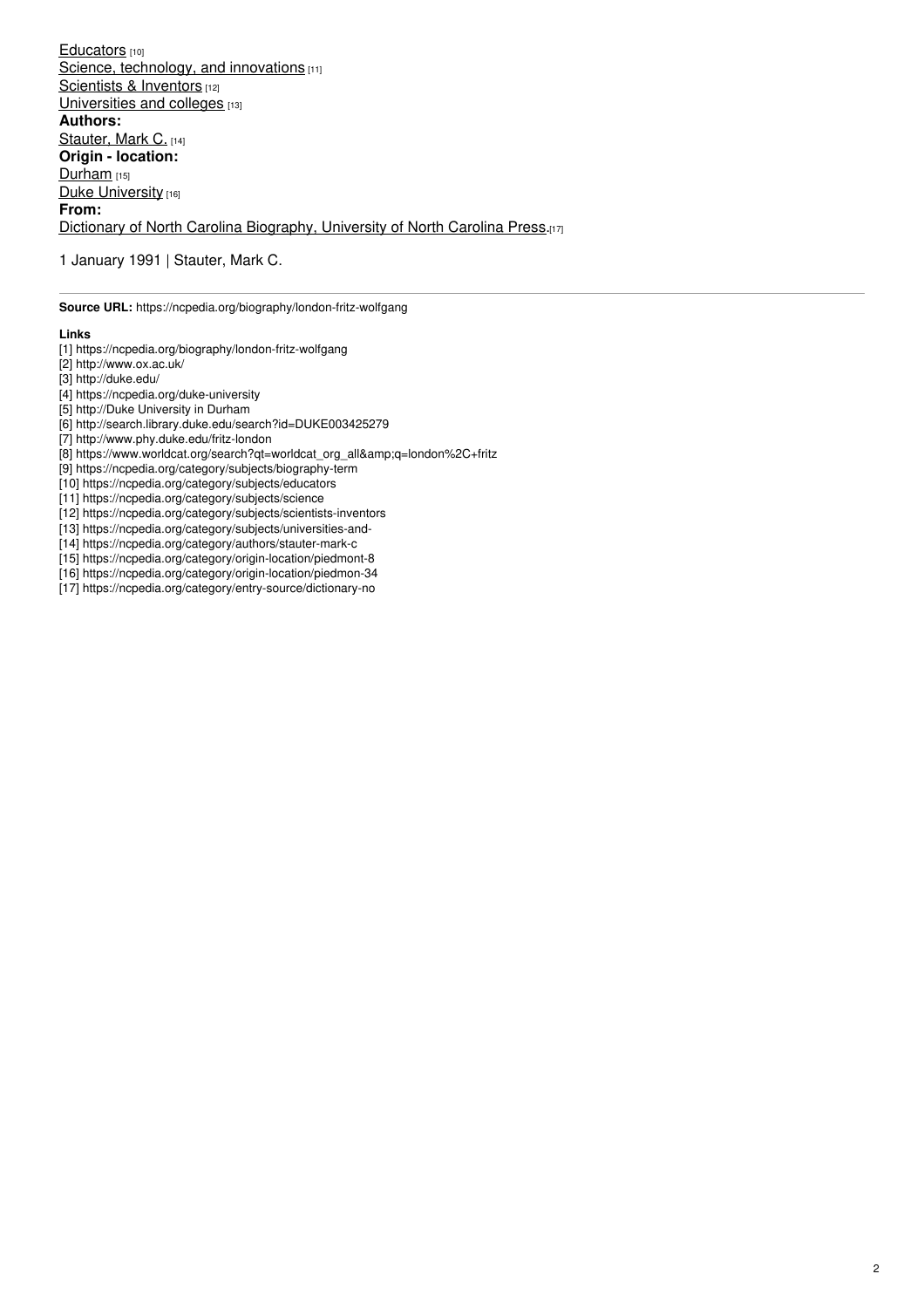Educators [10]
Science, technology, and innovations [11]
Scientists & Inventors [12]
Universities and colleges [13]
**Authors:**
Stauter, Mark C. [14]
**Origin - location:**
Durham [15]
Duke University [16]
**From:**
Dictionary of North Carolina Biography, University of North Carolina Press.[17]

1 January 1991 | Stauter, Mark C.

---

**Source URL:** https://ncpedia.org/biography/london-fritz-wolfgang

**Links**

[1] https://ncpedia.org/biography/london-fritz-wolfgang
[2] http://www.ox.ac.uk/
[3] http://duke.edu/
[4] https://ncpedia.org/duke-university
[5] http://Duke University in Durham
[6] http://search.library.duke.edu/search?id=DUKE003425279
[7] http://www.phy.duke.edu/fritz-london
[8] https://www.worldcat.org/search?qt=worldcat_org_all&amp;q=london%2C+fritz
[9] https://ncpedia.org/category/subjects/biography-term
[10] https://ncpedia.org/category/subjects/educators
[11] https://ncpedia.org/category/subjects/science
[12] https://ncpedia.org/category/subjects/scientists-inventors
[13] https://ncpedia.org/category/subjects/universities-and-
[14] https://ncpedia.org/category/authors/stauter-mark-c
[15] https://ncpedia.org/category/origin-location/piedmont-8
[16] https://ncpedia.org/category/origin-location/piedmon-34
[17] https://ncpedia.org/category/entry-source/dictionary-no